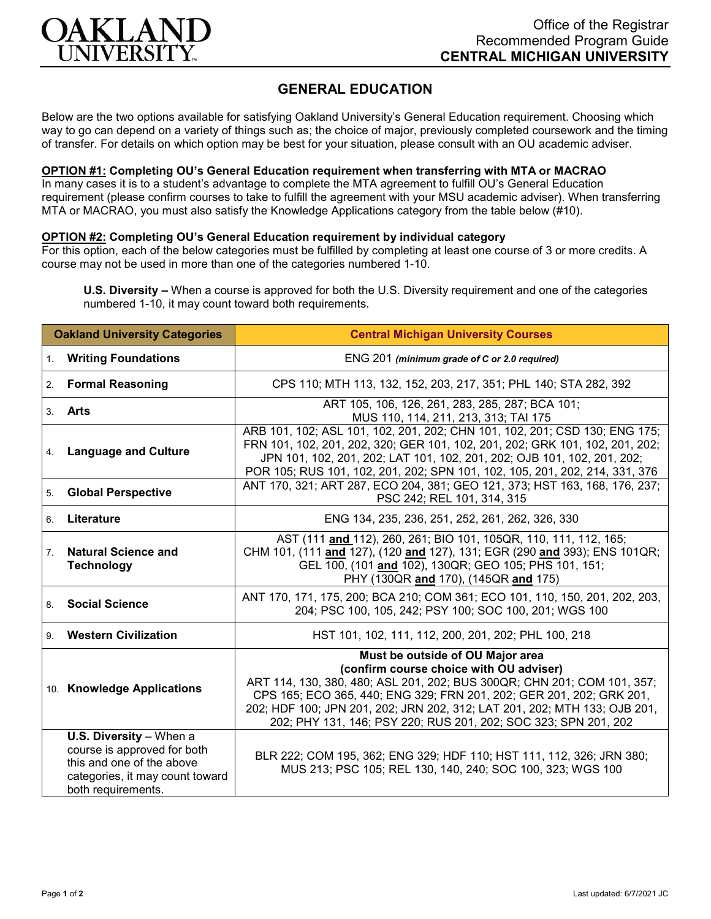OAKLAND UNIVERSITY

Office of the Registrar
Recommended Program Guide
**CENTRAL MICHIGAN UNIVERSITY**

# GENERAL EDUCATION

Below are the two options available for satisfying Oakland University's General Education requirement. Choosing which way to go can depend on a variety of things such as; the choice of major, previously completed coursework and the timing of transfer. For details on which option may be best for your situation, please consult with an OU academic adviser.

**OPTION #1: Completing OU's General Education requirement when transferring with MTA or MACRAO**
In many cases it is to a student's advantage to complete the MTA agreement to fulfill OU's General Education requirement (please confirm courses to take to fulfill the agreement with your MSU academic adviser). When transferring MTA or MACRAO, you must also satisfy the Knowledge Applications category from the table below (#10).

**OPTION #2: Completing OU's General Education requirement by individual category**
For this option, each of the below categories must be fulfilled by completing at least one course of 3 or more credits. A course may not be used in more than one of the categories numbered 1-10.

**U.S. Diversity –** When a course is approved for both the U.S. Diversity requirement and one of the categories numbered 1-10, it may count toward both requirements.

| Oakland University Categories | Central Michigan University Courses |
|---|---|
| 1. **Writing Foundations** | ENG 201 ***(minimum grade of C or 2.0 required)*** |
| 2. **Formal Reasoning** | CPS 110; MTH 113, 132, 152, 203, 217, 351; PHL 140; STA 282, 392 |
| 3. **Arts** | ART 105, 106, 126, 261, 283, 285, 287; BCA 101; MUS 110, 114, 211, 213, 313; TAI 175 |
| 4. **Language and Culture** | ARB 101, 102; ASL 101, 102, 201, 202; CHN 101, 102, 201; CSD 130; ENG 175; FRN 101, 102, 201, 202, 320; GER 101, 102, 201, 202; GRK 101, 102, 201, 202; JPN 101, 102, 201, 202; LAT 101, 102, 201, 202; OJB 101, 102, 201, 202; POR 105; RUS 101, 102, 201, 202; SPN 101, 102, 105, 201, 202, 214, 331, 376 |
| 5. **Global Perspective** | ANT 170, 321; ART 287, ECO 204, 381; GEO 121, 373; HST 163, 168, 176, 237; PSC 242; REL 101, 314, 315 |
| 6. **Literature** | ENG 134, 235, 236, 251, 252, 261, 262, 326, 330 |
| 7. **Natural Science and Technology** | AST (111 **and** 112), 260, 261; BIO 101, 105QR, 110, 111, 112, 165; CHM 101, (111 **and** 127), (120 **and** 127), 131; EGR (290 **and** 393); ENS 101QR; GEL 100, (101 **and** 102), 130QR; GEO 105; PHS 101, 151; PHY (130QR **and** 170), (145QR **and** 175) |
| 8. **Social Science** | ANT 170, 171, 175, 200; BCA 210; COM 361; ECO 101, 110, 150, 201, 202, 203, 204; PSC 100, 105, 242; PSY 100; SOC 100, 201; WGS 100 |
| 9. **Western Civilization** | HST 101, 102, 111, 112, 200, 201, 202; PHL 100, 218 |
| 10. **Knowledge Applications** | **Must be outside of OU Major area (confirm course choice with OU adviser)** ART 114, 130, 380, 480; ASL 201, 202; BUS 300QR; CHN 201; COM 101, 357; CPS 165; ECO 365, 440; ENG 329; FRN 201, 202; GER 201, 202; GRK 201, 202; HDF 100; JPN 201, 202; JRN 202, 312; LAT 201, 202; MTH 133; OJB 201, 202; PHY 131, 146; PSY 220; RUS 201, 202; SOC 323; SPN 201, 202 |
| **U.S. Diversity** – When a course is approved for both this and one of the above categories, it may count toward both requirements. | BLR 222; COM 195, 362; ENG 329; HDF 110; HST 111, 112, 326; JRN 380; MUS 213; PSC 105; REL 130, 140, 240; SOC 100, 323; WGS 100 |

Last updated: 6/7/2021 JC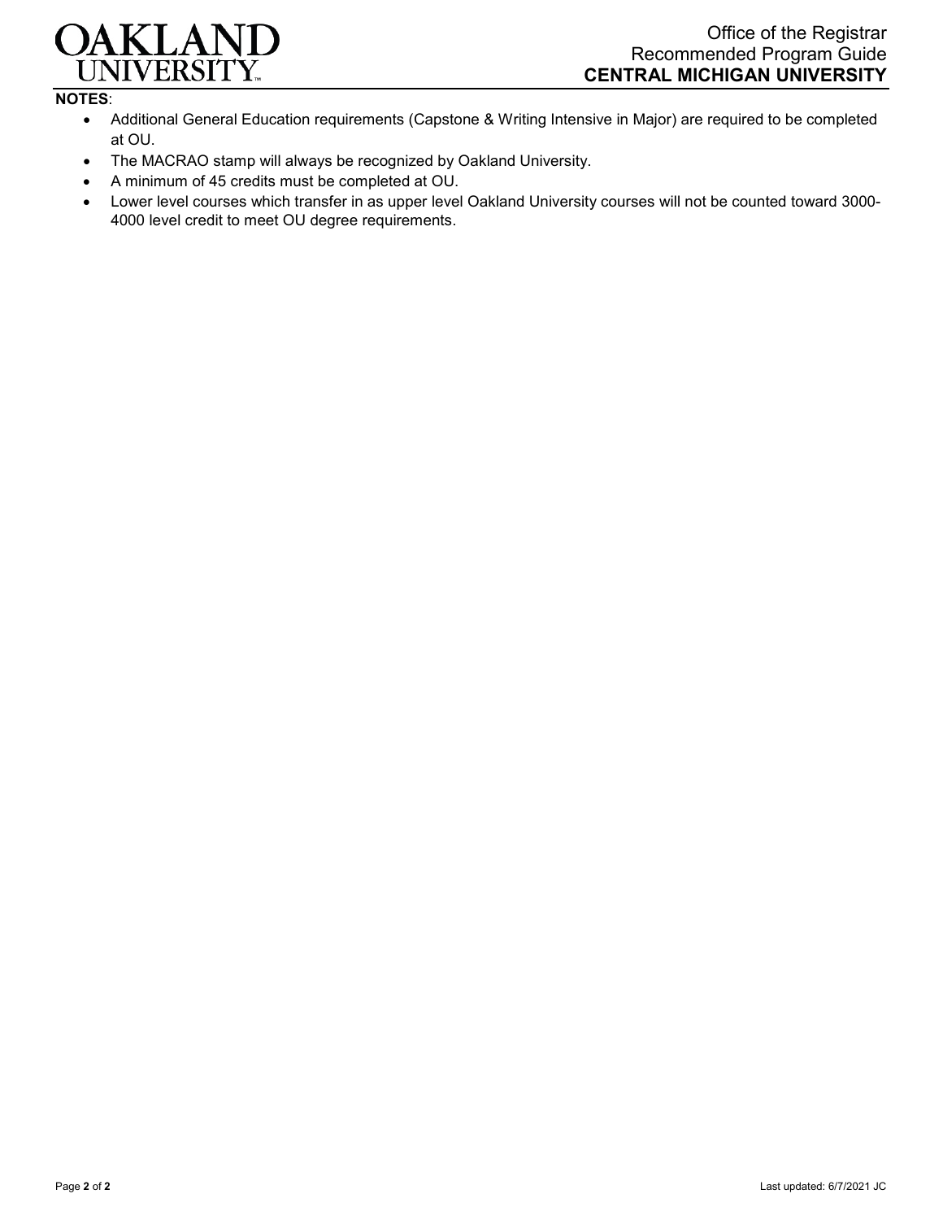**NOTES**:

- Additional General Education requirements (Capstone & Writing Intensive in Major) are required to be completed at OU.
- The MACRAO stamp will always be recognized by Oakland University.
- A minimum of 45 credits must be completed at OU.
- Lower level courses which transfer in as upper level Oakland University courses will not be counted toward 3000-4000 level credit to meet OU degree requirements.